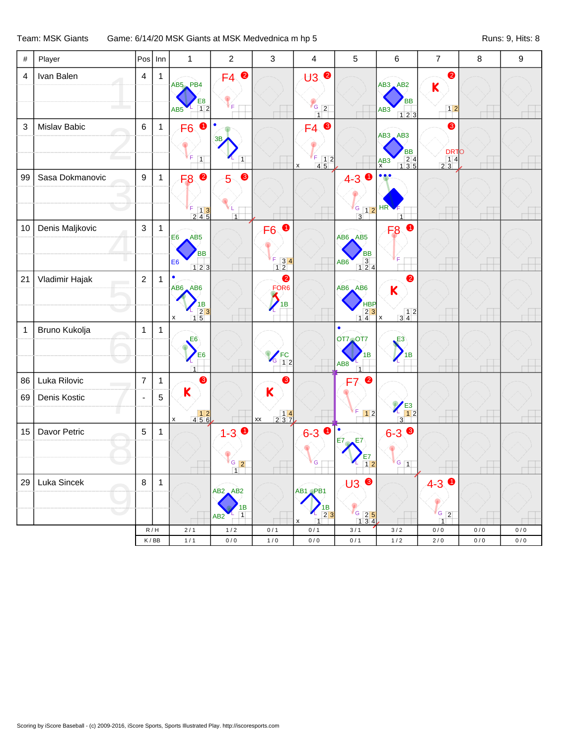Team: MSK Giants    Game: 6/14/20 MSK Giants at MSK Medvednica m hp 5    Runs: 9, Hits: 8

| # | Player | Pos | Inn | 1 | 2 | 3 | 4 | 5 | 6 | 7 | 8 | 9 |
|---|---|---|---|---|---|---|---|---|---|---|---|---|
| 4 | Ivan Balen | 4 | 1 | AB5 PB4 E8 AB5 | F4 ❷ | | U3 ❷ | | AB3 AB2 BB AB3 | K ❷ | | |
| 3 | Mislav Babic | 6 | 1 | F6 ❶ | 3B | | F4 ❸ | | AB3 AB3 BB AB3 | ❸ DRTO | | |
| 99 | Sasa Dokmanovic | 9 | 1 | F8 ❷ | 5 ❸ | | | 4-3 ❶ | HR | | | |
| 10 | Denis Maljkovic | 3 | 1 | E6 AB5 BB E6 | | F6 ❶ | | AB6 AB5 BB AB6 | F8 ❶ | | | |
| 21 | Vladimir Hajak | 2 | 1 | AB6 AB6 1B | | ❷ FOR6 1B | | AB6 AB6 HBP | K ❷ | | | |
| 1 | Bruno Kukolja | 1 | 1 | E6 E6 | | FC | | OT7 OT7 1B AB8 | E3 1B | | | |
| 86 | Luka Rilovic | 7 | 1 | K ❸ | | K ❸ | | F7 ❷ | E3 | | | |
| 69 | Denis Kostic | - | 5 | | | | | | | | | |
| 15 | Davor Petric | 5 | 1 | | 1-3 ❶ | | 6-3 ❶ | E7 E7 E7 | 6-3 ❸ | | | |
| 29 | Luka Sincek | 8 | 1 | | AB2 AB2 1B AB2 | | AB1 PB1 1B | U3 ❸ | | 4-3 ❶ | | |
| | | R / H | | 2 / 1 | 1 / 2 | 0 / 1 | 0 / 1 | 3 / 1 | 3 / 2 | 0 / 0 | 0 / 0 | 0 / 0 |
| | | K / BB | | 1 / 1 | 0 / 0 | 1 / 0 | 0 / 0 | 0 / 1 | 1 / 2 | 2 / 0 | 0 / 0 | 0 / 0 |

Scoring by iScore Baseball - (c) 2009-2016, iScore Sports, Sports Illustrated Play. http://iscoresports.com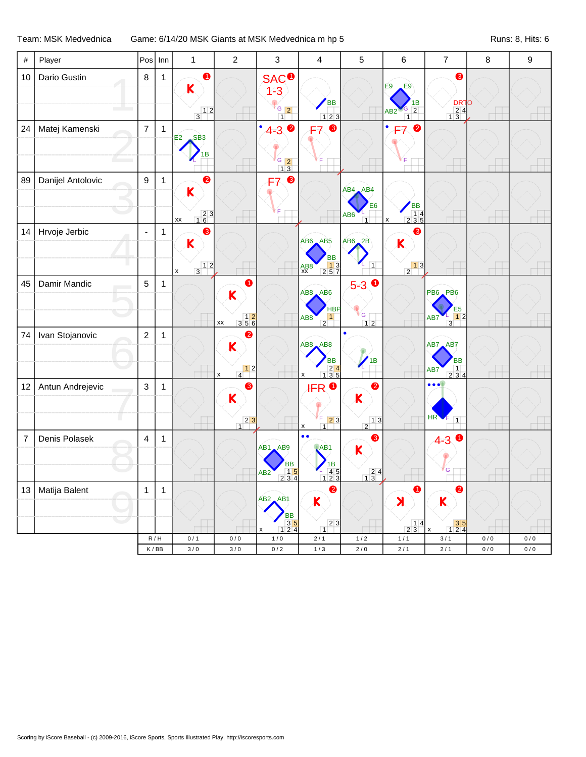Team: MSK Medvednica | Game: 6/14/20 MSK Giants at MSK Medvednica m hp 5 | Runs: 8, Hits: 6

| # | Player | Pos | Inn | 1 | 2 | 3 | 4 | 5 | 6 | 7 | 8 | 9 |
|---|---|---|---|---|---|---|---|---|---|---|---|---|
| 10 | Dario Gustin | 8 | 1 | K ❶ |  | SAC ❶ 1-3 | BB |  | E9 E9 AB2 1B | ❸ DRTO |  |  |
| 24 | Matej Kamenski | 7 | 1 | E2 SB3 1B |  | 4-3 ❷ | F7 ❸ |  | F7 ❷ |  |  |  |
| 89 | Danijel Antolovic | 9 | 1 | K ❷ |  | F7 ❸ |  | AB4 AB4 AB6 E6 | BB |  |  |  |
| 14 | Hrvoje Jerbic | - | 1 | K ❸ |  |  | AB6 AB5 AB8 BB | AB6 2B | K ❸ |  |  |  |
| 45 | Damir Mandic | 5 | 1 |  | K ❶ |  | AB8 AB6 AB8 HBP | 5-3 ❶ |  | PB6 PB6 AB7 E5 |  |  |
| 74 | Ivan Stojanovic | 2 | 1 |  | K ❷ |  | AB8 AB8 BB | 1B |  | AB7 AB7 AB7 BB |  |  |
| 12 | Antun Andrejevic | 3 | 1 |  | K ❸ |  | IFR ❶ | K ❷ |  | HR |  |  |
| 7 | Denis Polasek | 4 | 1 |  |  | AB1 AB9 AB2 BB | AB1 1B | K ❸ |  | 4-3 ❶ |  |  |
| 13 | Matija Balent | 1 | 1 |  |  | AB2 AB1 BB | K ❷ |  | ꓘ ❶ | K ❷ |  |  |
|  |  | R / H |  | 0 / 1 | 0 / 0 | 1 / 0 | 2 / 1 | 1 / 2 | 1 / 1 | 3 / 1 | 0 / 0 | 0 / 0 |
|  |  | K / BB |  | 3 / 0 | 3 / 0 | 0 / 2 | 1 / 3 | 2 / 0 | 2 / 1 | 2 / 1 | 0 / 0 | 0 / 0 |

Scoring by iScore Baseball - (c) 2009-2016, iScore Sports, Sports Illustrated Play. http://iscoresports.com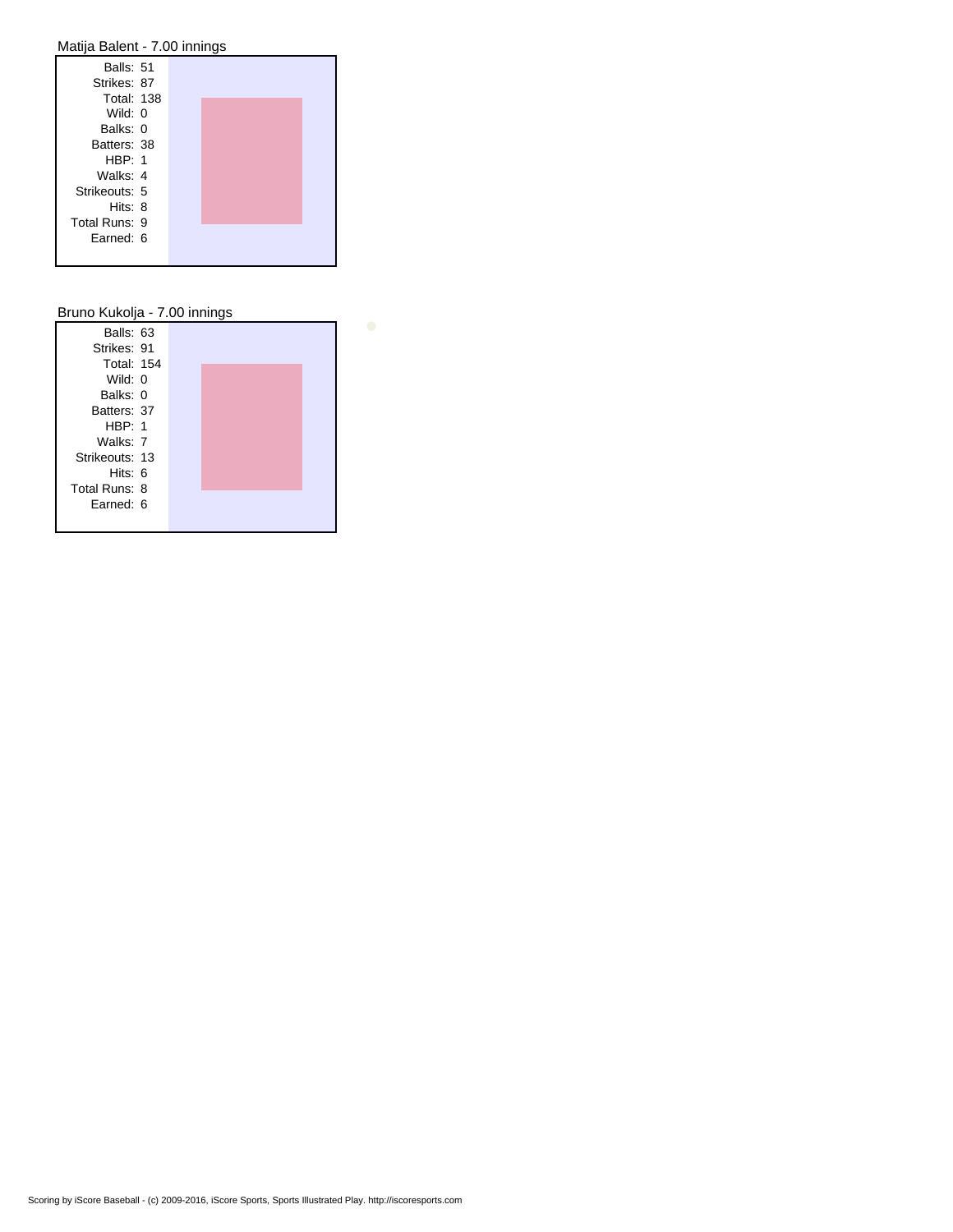Matija Balent - 7.00 innings

Balls: 51
Strikes: 87
Total: 138
Wild: 0
Balks: 0
Batters: 38
HBP: 1
Walks: 4
Strikeouts: 5
Hits: 8
Total Runs: 9
Earned: 6

Bruno Kukolja - 7.00 innings

Balls: 63
Strikes: 91
Total: 154
Wild: 0
Balks: 0
Batters: 37
HBP: 1
Walks: 7
Strikeouts: 13
Hits: 6
Total Runs: 8
Earned: 6

Scoring by iScore Baseball - (c) 2009-2016, iScore Sports, Sports Illustrated Play. http://iscoresports.com